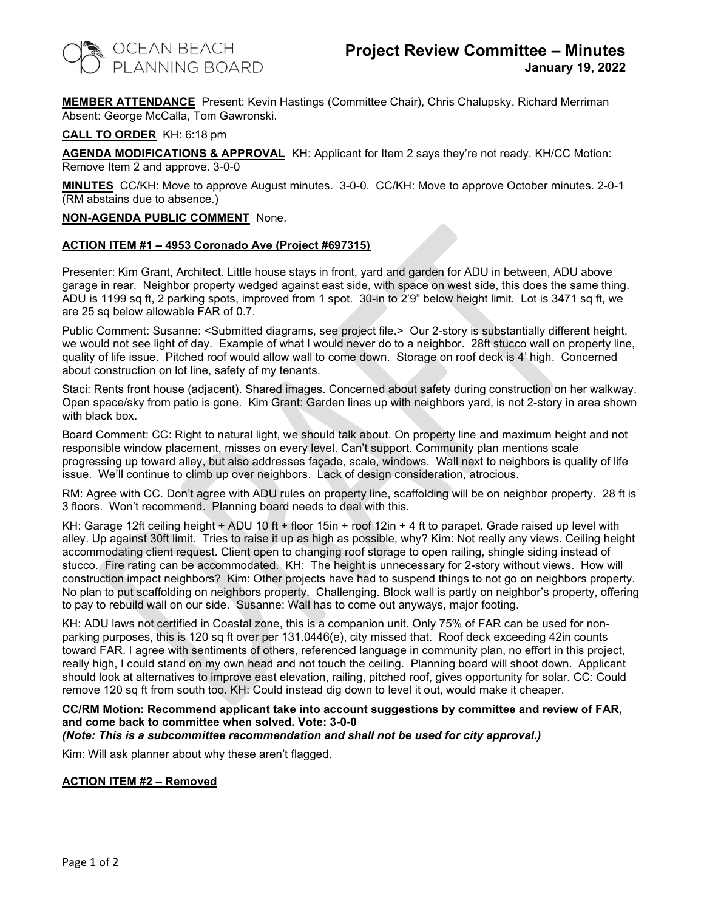OCEAN BEACH PLANNING BOARD

# Project Review Committee – Minutes
**January 19, 2022**

**MEMBER ATTENDANCE** Present: Kevin Hastings (Committee Chair), Chris Chalupsky, Richard Merriman Absent: George McCalla, Tom Gawronski.

**CALL TO ORDER** KH: 6:18 pm

**AGENDA MODIFICATIONS & APPROVAL** KH: Applicant for Item 2 says they're not ready. KH/CC Motion: Remove Item 2 and approve. 3-0-0

**MINUTES** CC/KH: Move to approve August minutes. 3-0-0. CC/KH: Move to approve October minutes. 2-0-1 (RM abstains due to absence.)

**NON-AGENDA PUBLIC COMMENT** None.

## ACTION ITEM #1 – 4953 Coronado Ave (Project #697315)

Presenter: Kim Grant, Architect. Little house stays in front, yard and garden for ADU in between, ADU above garage in rear. Neighbor property wedged against east side, with space on west side, this does the same thing. ADU is 1199 sq ft, 2 parking spots, improved from 1 spot. 30-in to 2'9" below height limit. Lot is 3471 sq ft, we are 25 sq below allowable FAR of 0.7.

Public Comment: Susanne: <Submitted diagrams, see project file.> Our 2-story is substantially different height, we would not see light of day. Example of what I would never do to a neighbor. 28ft stucco wall on property line, quality of life issue. Pitched roof would allow wall to come down. Storage on roof deck is 4' high. Concerned about construction on lot line, safety of my tenants.

Staci: Rents front house (adjacent). Shared images. Concerned about safety during construction on her walkway. Open space/sky from patio is gone. Kim Grant: Garden lines up with neighbors yard, is not 2-story in area shown with black box.

Board Comment: CC: Right to natural light, we should talk about. On property line and maximum height and not responsible window placement, misses on every level. Can't support. Community plan mentions scale progressing up toward alley, but also addresses façade, scale, windows. Wall next to neighbors is quality of life issue. We'll continue to climb up over neighbors. Lack of design consideration, atrocious.

RM: Agree with CC. Don't agree with ADU rules on property line, scaffolding will be on neighbor property. 28 ft is 3 floors. Won't recommend. Planning board needs to deal with this.

KH: Garage 12ft ceiling height + ADU 10 ft + floor 15in + roof 12in + 4 ft to parapet. Grade raised up level with alley. Up against 30ft limit. Tries to raise it up as high as possible, why? Kim: Not really any views. Ceiling height accommodating client request. Client open to changing roof storage to open railing, shingle siding instead of stucco. Fire rating can be accommodated. KH: The height is unnecessary for 2-story without views. How will construction impact neighbors? Kim: Other projects have had to suspend things to not go on neighbors property. No plan to put scaffolding on neighbors property. Challenging. Block wall is partly on neighbor's property, offering to pay to rebuild wall on our side. Susanne: Wall has to come out anyways, major footing.

KH: ADU laws not certified in Coastal zone, this is a companion unit. Only 75% of FAR can be used for non-parking purposes, this is 120 sq ft over per 131.0446(e), city missed that. Roof deck exceeding 42in counts toward FAR. I agree with sentiments of others, referenced language in community plan, no effort in this project, really high, I could stand on my own head and not touch the ceiling. Planning board will shoot down. Applicant should look at alternatives to improve east elevation, railing, pitched roof, gives opportunity for solar. CC: Could remove 120 sq ft from south too. KH: Could instead dig down to level it out, would make it cheaper.

**CC/RM Motion: Recommend applicant take into account suggestions by committee and review of FAR, and come back to committee when solved. Vote: 3-0-0**
***(Note: This is a subcommittee recommendation and shall not be used for city approval.)***

Kim: Will ask planner about why these aren't flagged.

## ACTION ITEM #2 – Removed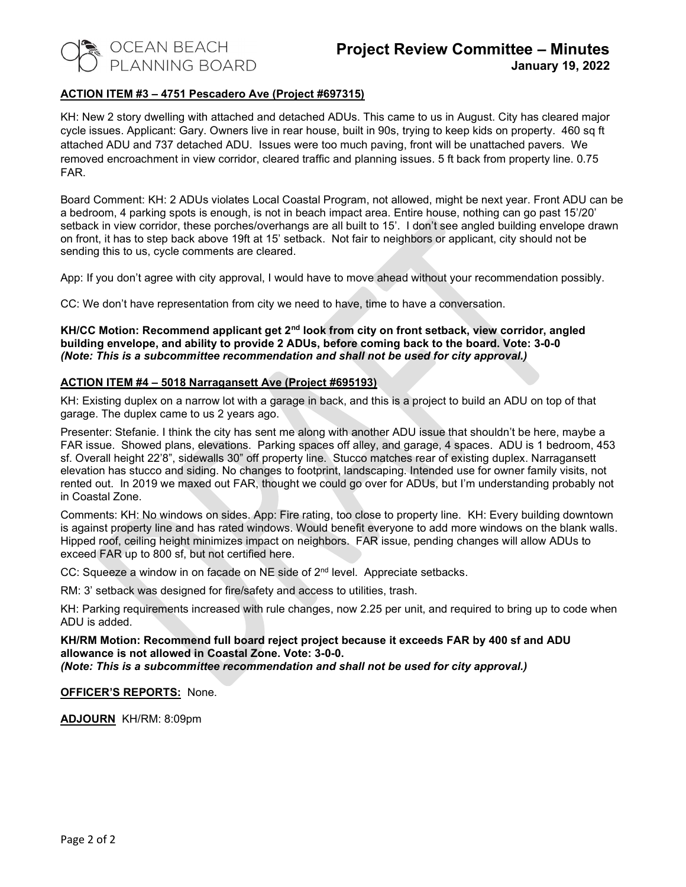**ACTION ITEM #3 – 4751 Pescadero Ave (Project #697315)**

KH: New 2 story dwelling with attached and detached ADUs. This came to us in August. City has cleared major cycle issues. Applicant: Gary. Owners live in rear house, built in 90s, trying to keep kids on property. 460 sq ft attached ADU and 737 detached ADU. Issues were too much paving, front will be unattached pavers. We removed encroachment in view corridor, cleared traffic and planning issues. 5 ft back from property line. 0.75 FAR.

Board Comment: KH: 2 ADUs violates Local Coastal Program, not allowed, might be next year. Front ADU can be a bedroom, 4 parking spots is enough, is not in beach impact area. Entire house, nothing can go past 15'/20' setback in view corridor, these porches/overhangs are all built to 15'. I don't see angled building envelope drawn on front, it has to step back above 19ft at 15' setback. Not fair to neighbors or applicant, city should not be sending this to us, cycle comments are cleared.

App: If you don't agree with city approval, I would have to move ahead without your recommendation possibly.

CC: We don't have representation from city we need to have, time to have a conversation.

**KH/CC Motion: Recommend applicant get 2nd look from city on front setback, view corridor, angled building envelope, and ability to provide 2 ADUs, before coming back to the board. Vote: 3-0-0**
***(Note: This is a subcommittee recommendation and shall not be used for city approval.)***

**ACTION ITEM #4 – 5018 Narragansett Ave (Project #695193)**

KH: Existing duplex on a narrow lot with a garage in back, and this is a project to build an ADU on top of that garage. The duplex came to us 2 years ago.

Presenter: Stefanie. I think the city has sent me along with another ADU issue that shouldn't be here, maybe a FAR issue. Showed plans, elevations. Parking spaces off alley, and garage, 4 spaces. ADU is 1 bedroom, 453 sf. Overall height 22'8", sidewalls 30" off property line. Stucco matches rear of existing duplex. Narragansett elevation has stucco and siding. No changes to footprint, landscaping. Intended use for owner family visits, not rented out. In 2019 we maxed out FAR, thought we could go over for ADUs, but I'm understanding probably not in Coastal Zone.

Comments: KH: No windows on sides. App: Fire rating, too close to property line. KH: Every building downtown is against property line and has rated windows. Would benefit everyone to add more windows on the blank walls. Hipped roof, ceiling height minimizes impact on neighbors. FAR issue, pending changes will allow ADUs to exceed FAR up to 800 sf, but not certified here.

CC: Squeeze a window in on facade on NE side of 2nd level. Appreciate setbacks.

RM: 3' setback was designed for fire/safety and access to utilities, trash.

KH: Parking requirements increased with rule changes, now 2.25 per unit, and required to bring up to code when ADU is added.

**KH/RM Motion: Recommend full board reject project because it exceeds FAR by 400 sf and ADU allowance is not allowed in Coastal Zone. Vote: 3-0-0.**
***(Note: This is a subcommittee recommendation and shall not be used for city approval.)***

**OFFICER'S REPORTS:** None.

**ADJOURN** KH/RM: 8:09pm